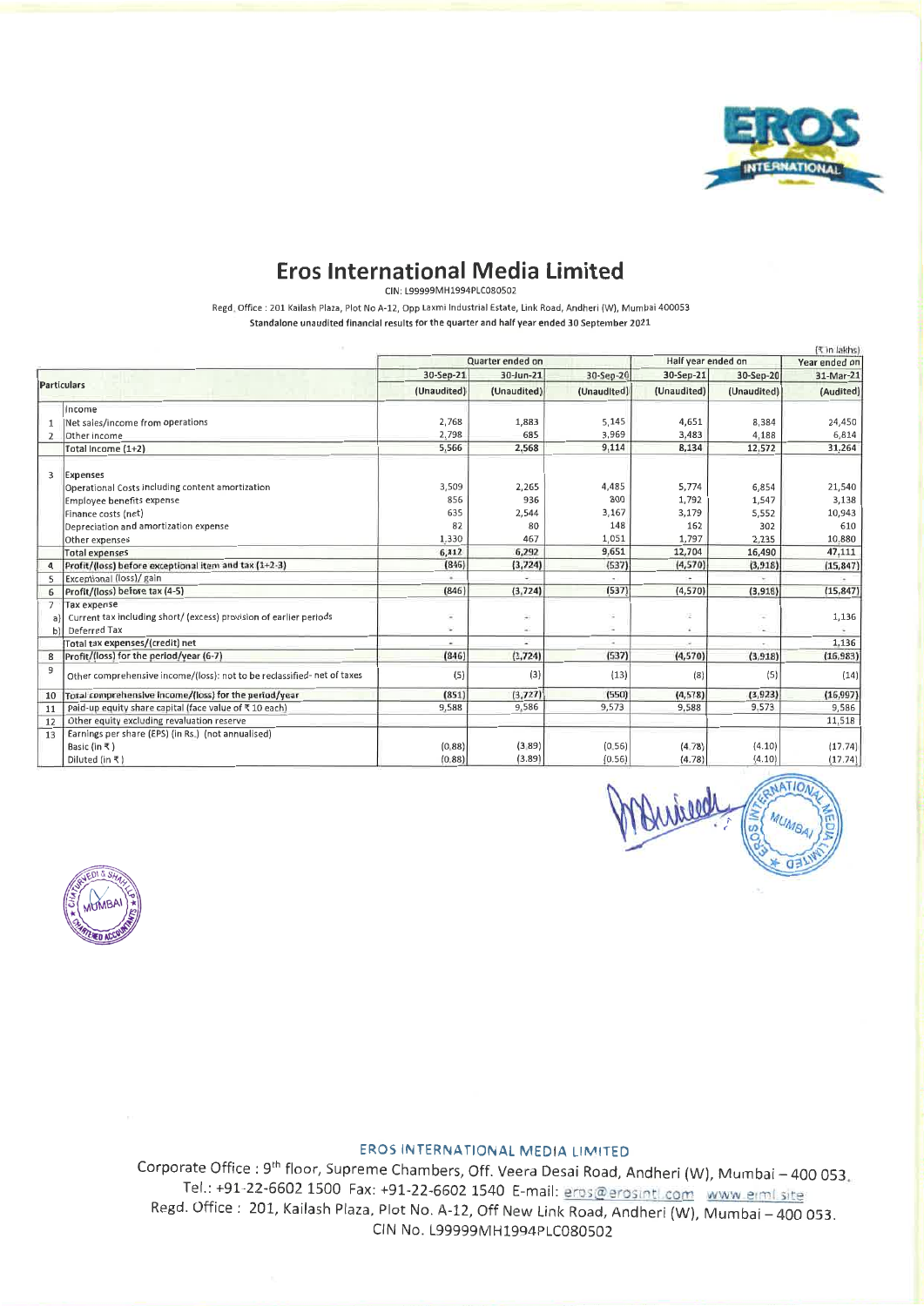# Eros International Media Limited

CIN: L99999MH1994PLC080502

Regd. Office : 201 Kailash Plaza, Plot No A-12, Opp Laxmi Industrial Estate, Link Road, Andheri (W), Mumbai 400053

**Standalone unaudited financial results for the quarter and half year ended 30 September 2021**

(₹ in lakhs)

| | Particulars | Quarter ended on | | | Half year ended on | | Year ended on |
|---|---|---|---|---|---|---|---|
| | | 30-Sep-21 | 30-Jun-21 | 30-Sep-20 | 30-Sep-21 | 30-Sep-20 | 31-Mar-21 |
| | | (Unaudited) | (Unaudited) | (Unaudited) | (Unaudited) | (Unaudited) | (Audited) |
| | Income | | | | | | |
| 1 | Net sales/income from operations | 2,768 | 1,883 | 5,145 | 4,651 | 8,384 | 24,450 |
| 2 | Other income | 2,798 | 685 | 3,969 | 3,483 | 4,188 | 6,814 |
| | Total income (1+2) | 5,566 | 2,568 | 9,114 | 8,134 | 12,572 | 31,264 |
| 3 | Expenses | | | | | | |
| | Operational Costs including content amortization | 3,509 | 2,265 | 4,485 | 5,774 | 6,854 | 21,540 |
| | Employee benefits expense | 856 | 936 | 800 | 1,792 | 1,547 | 3,138 |
| | Finance costs (net) | 635 | 2,544 | 3,167 | 3,179 | 5,552 | 10,943 |
| | Depreciation and amortization expense | 82 | 80 | 148 | 162 | 302 | 610 |
| | Other expenses | 1,330 | 467 | 1,051 | 1,797 | 2,235 | 10,880 |
| | Total expenses | 6,412 | 6,292 | 9,651 | 12,704 | 16,490 | 47,111 |
| 4 | Profit/(loss) before exceptional item and tax (1+2-3) | (846) | (3,724) | (537) | (4,570) | (3,918) | (15,847) |
| 5 | Exceptional (loss)/ gain | - | - | - | - | - | - |
| 6 | Profit/(loss) before tax (4-5) | (846) | (3,724) | (537) | (4,570) | (3,918) | (15,847) |
| 7 | Tax expense | | | | | | |
| a) | Current tax including short/ (excess) provision of earlier periods | - | - | - | - | - | 1,136 |
| b) | Deferred Tax | - | - | - | - | - | - |
| | Total tax expenses/(credit) net | - | - | - | - | - | 1,136 |
| 8 | Profit/(loss) for the period/year (6-7) | (846) | (3,724) | (537) | (4,570) | (3,918) | (16,983) |
| 9 | Other comprehensive income/(loss): not to be reclassified- net of taxes | (5) | (3) | (13) | (8) | (5) | (14) |
| 10 | Total comprehensive income/(loss) for the period/year | (851) | (3,727) | (550) | (4,578) | (3,923) | (16,997) |
| 11 | Paid-up equity share capital (face value of ₹ 10 each) | 9,588 | 9,586 | 9,573 | 9,588 | 9,573 | 9,586 |
| 12 | Other equity excluding revaluation reserve | | | | | | 11,518 |
| 13 | Earnings per share (EPS) (in Rs.) (not annualised) | | | | | | |
| | Basic (in ₹) | (0.88) | (3.89) | (0.56) | (4.78) | (4.10) | (17.74) |
| | Diluted (in ₹) | (0.88) | (3.89) | (0.56) | (4.78) | (4.10) | (17.74) |

EROS INTERNATIONAL MEDIA LIMITED

Corporate Office : 9th floor, Supreme Chambers, Off. Veera Desai Road, Andheri (W), Mumbai – 400 053.
Tel.: +91-22-6602 1500 Fax: +91-22-6602 1540 E-mail: eros@erosintl.com www.eiml.site
Regd. Office : 201, Kailash Plaza, Plot No. A-12, Off New Link Road, Andheri (W), Mumbai – 400 053.
CIN No. L99999MH1994PLC080502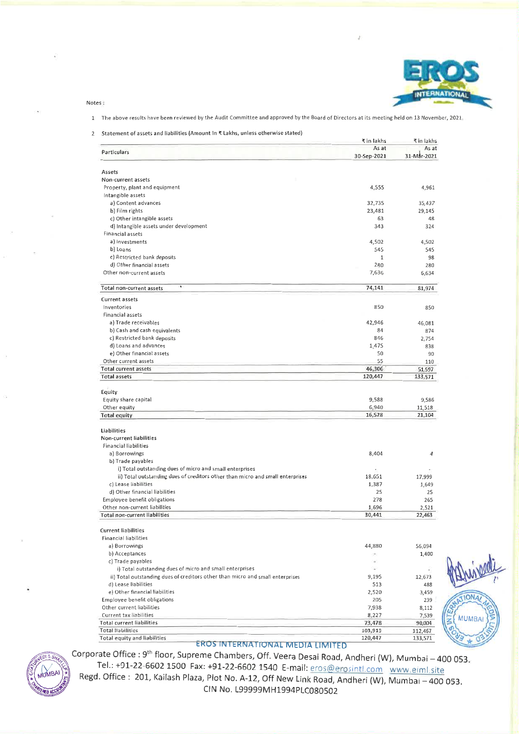Notes :

1 The above results have been reviewed by the Audit Committee and approved by the Board of Directors at its meeting held on 13 November, 2021.

2 Statement of assets and liabilities (Amount in ₹ Lakhs, unless otherwise stated)

| Particulars | ₹ in lakhs As at 30-Sep-2021 | ₹ in lakhs As at 31-Mar-2021 |
|---|---|---|
| **Assets** | | |
| Non-current assets | | |
| Property, plant and equipment | 4,555 | 4,961 |
| Intangible assets | | |
| a) Content advances | 32,735 | 35,437 |
| b) Film rights | 23,481 | 29,145 |
| c) Other intangible assets | 63 | 48 |
| d) Intangible assets under development | 343 | 324 |
| Financial assets | | |
| a) Investments | 4,502 | 4,502 |
| b) Loans | 545 | 545 |
| c) Restricted bank deposits | 1 | 98 |
| d) Other financial assets | 280 | 280 |
| Other non-current assets | 7,636 | 6,634 |
| **Total non-current assets** | 74,141 | 81,974 |
| Current assets | | |
| Inventories | 850 | 850 |
| Financial assets | | |
| a) Trade receivables | 42,946 | 46,081 |
| b) Cash and cash equivalents | 84 | 874 |
| c) Restricted bank deposits | 846 | 2,754 |
| d) Loans and advances | 1,475 | 838 |
| e) Other financial assets | 50 | 90 |
| Other current assets | 55 | 110 |
| **Total current assets** | 46,306 | 51,597 |
| **Total assets** | 120,447 | 133,571 |
| **Equity** | | |
| Equity share capital | 9,588 | 9,586 |
| Other equity | 6,940 | 11,518 |
| **Total equity** | 16,528 | 21,104 |
| **Liabilities** | | |
| Non-current liabilities | | |
| Financial liabilities | | |
| a) Borrowings | 8,404 | 4 |
| b) Trade payables | | |
| i) Total outstanding dues of micro and small enterprises | - | - |
| ii) Total outstanding dues of creditors other than micro and small enterprises | 18,651 | 17,999 |
| c) Lease liabilities | 1,387 | 1,649 |
| d) Other financial liabilities | 25 | 25 |
| Employee benefit obligations | 278 | 265 |
| Other non-current liabilities | 1,696 | 2,521 |
| **Total non-current liabilities** | 30,441 | 22,463 |
| Current liabilities | | |
| Financial liabilities | | |
| a) Borrowings | 44,880 | 56,094 |
| b) Acceptances | - | 1,400 |
| c) Trade payables | - | |
| i) Total outstanding dues of micro and small enterprises | - | - |
| ii) Total outstanding dues of creditors other than micro and small enterprises | 9,195 | 12,673 |
| d) Lease liabilities | 513 | 488 |
| e) Other financial liabilities | 2,520 | 3,459 |
| Employee benefit obligations | 205 | 239 |
| Other current liabilities | 7,938 | 8,112 |
| Current tax liabilities | 8,227 | 7,539 |
| **Total current liabilities** | 73,478 | 90,004 |
| **Total liabilities** | 103,919 | 112,467 |
| **Total equity and liabilities** | 120,447 | 133,571 |

**EROS INTERNATIONAL MEDIA LIMITED**

Corporate Office : 9th floor, Supreme Chambers, Off. Veera Desai Road, Andheri (W), Mumbai – 400 053.
Tel.: +91-22-6602 1500 Fax: +91-22-6602 1540 E-mail: eros@erosintl.com www.eiml.site
Regd. Office : 201, Kailash Plaza, Plot No. A-12, Off New Link Road, Andheri (W), Mumbai – 400 053.
CIN No. L99999MH1994PLC080502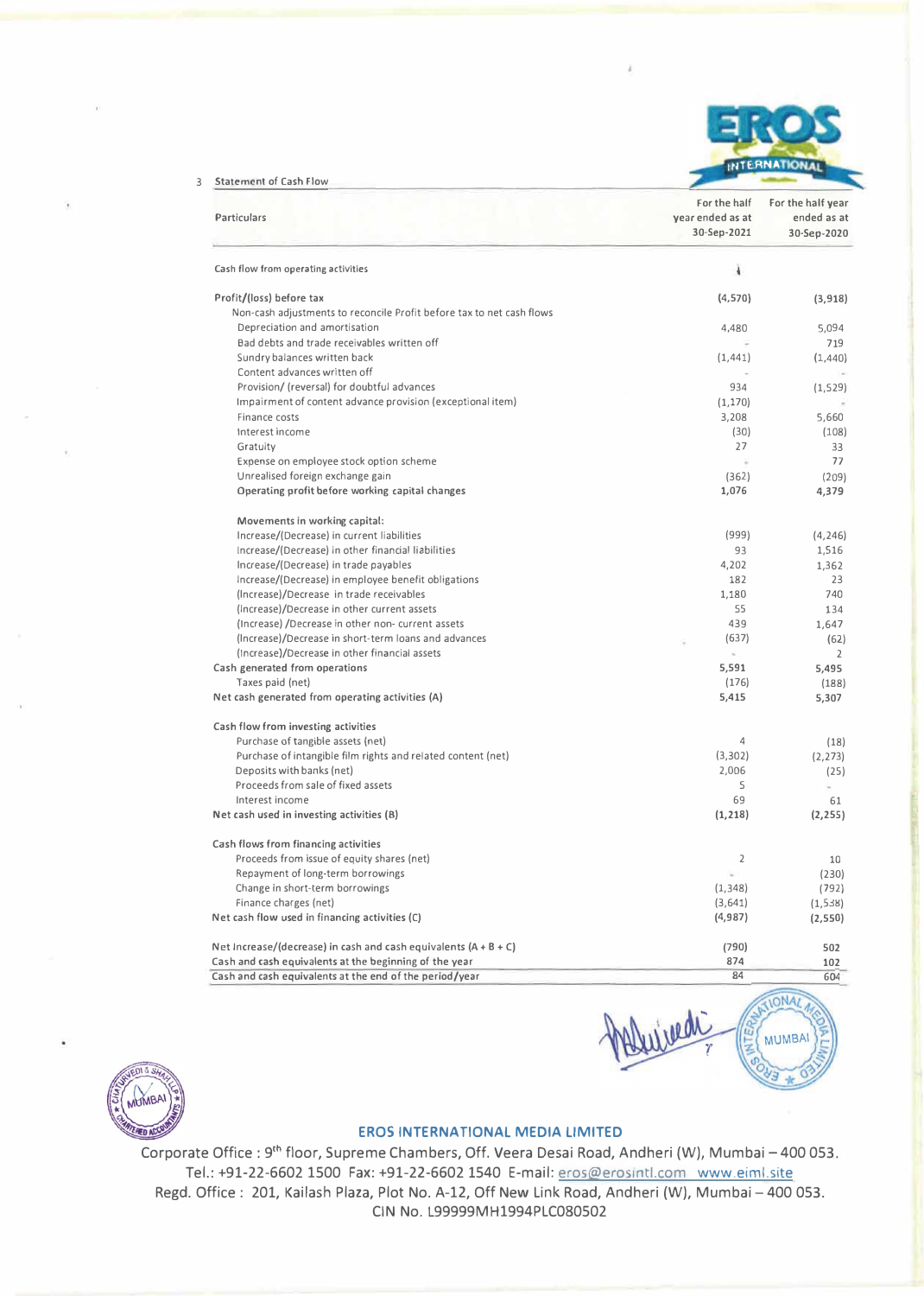3 Statement of Cash Flow

| Particulars | For the half year ended as at 30-Sep-2021 | For the half year ended as at 30-Sep-2020 |
|---|---|---|
| Cash flow from operating activities | | |
| **Profit/(loss) before tax** | **(4,570)** | **(3,918)** |
| Non-cash adjustments to reconcile Profit before tax to net cash flows | | |
| Depreciation and amortisation | 4,480 | 5,094 |
| Bad debts and trade receivables written off | - | 719 |
| Sundry balances written back | (1,441) | (1,440) |
| Content advances written off | - | - |
| Provision/ (reversal) for doubtful advances | 934 | (1,529) |
| Impairment of content advance provision (exceptional item) | (1,170) | - |
| Finance costs | 3,208 | 5,660 |
| Interest income | (30) | (108) |
| Gratuity | 27 | 33 |
| Expense on employee stock option scheme | - | 77 |
| Unrealised foreign exchange gain | (362) | (209) |
| **Operating profit before working capital changes** | **1,076** | **4,379** |
| **Movements in working capital:** | | |
| Increase/(Decrease) in current liabilities | (999) | (4,246) |
| Increase/(Decrease) in other financial liabilities | 93 | 1,516 |
| Increase/(Decrease) in trade payables | 4,202 | 1,362 |
| Increase/(Decrease) in employee benefit obligations | 182 | 23 |
| (Increase)/Decrease in trade receivables | 1,180 | 740 |
| (Increase)/Decrease in other current assets | 55 | 134 |
| (Increase) /Decrease in other non- current assets | 439 | 1,647 |
| (Increase)/Decrease in short-term loans and advances | (637) | (62) |
| (Increase)/Decrease in other financial assets | - | 2 |
| **Cash generated from operations** | **5,591** | **5,495** |
| Taxes paid (net) | (176) | (188) |
| **Net cash generated from operating activities (A)** | **5,415** | **5,307** |
| **Cash flow from investing activities** | | |
| Purchase of tangible assets (net) | 4 | (18) |
| Purchase of intangible film rights and related content (net) | (3,302) | (2,273) |
| Deposits with banks (net) | 2,006 | (25) |
| Proceeds from sale of fixed assets | 5 | - |
| Interest income | 69 | 61 |
| **Net cash used in investing activities (B)** | **(1,218)** | **(2,255)** |
| **Cash flows from financing activities** | | |
| Proceeds from issue of equity shares (net) | 2 | 10 |
| Repayment of long-term borrowings | - | (230) |
| Change in short-term borrowings | (1,348) | (792) |
| Finance charges (net) | (3,641) | (1,538) |
| **Net cash flow used in financing activities (C)** | **(4,987)** | **(2,550)** |
| Net Increase/(decrease) in cash and cash equivalents (A + B + C) | (790) | 502 |
| Cash and cash equivalents at the beginning of the year | 874 | 102 |
| Cash and cash equivalents at the end of the period/year | 84 | 604 |

**EROS INTERNATIONAL MEDIA LIMITED**

Corporate Office : 9th floor, Supreme Chambers, Off. Veera Desai Road, Andheri (W), Mumbai – 400 053.
Tel.: +91-22-6602 1500 Fax: +91-22-6602 1540 E-mail: eros@erosintl.com www.eiml.site
Regd. Office : 201, Kailash Plaza, Plot No. A-12, Off New Link Road, Andheri (W), Mumbai – 400 053.
CIN No. L99999MH1994PLC080502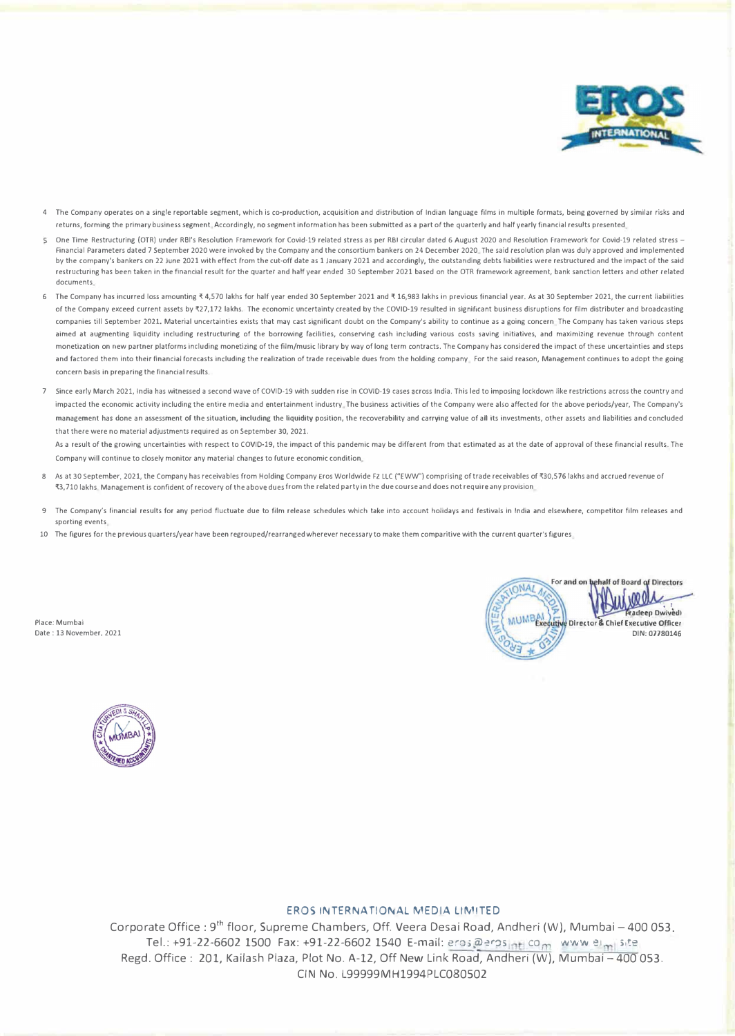4 The Company operates on a single reportable segment, which is co-production, acquisition and distribution of Indian language films in multiple formats, being governed by similar risks and returns, forming the primary business segment. Accordingly, no segment information has been submitted as a part of the quarterly and half yearly financial results presented.

5 One Time Restructuring (OTR) under RBI's Resolution Framework for Covid-19 related stress as per RBI circular dated 6 August 2020 and Resolution Framework for Covid-19 related stress – Financial Parameters dated 7 September 2020 were invoked by the Company and the consortium bankers on 24 December 2020. The said resolution plan was duly approved and implemented by the company's bankers on 22 June 2021 with effect from the cut-off date as 1 January 2021 and accordingly, the outstanding debts liabilities were restructured and the impact of the said restructuring has been taken in the financial result for the quarter and half year ended 30 September 2021 based on the OTR framework agreement, bank sanction letters and other related documents.

6 The Company has incurred loss amounting ₹ 4,570 lakhs for half year ended 30 September 2021 and ₹ 16,983 lakhs in previous financial year. As at 30 September 2021, the current liabilities of the Company exceed current assets by ₹27,172 lakhs. The economic uncertainty created by the COVID-19 resulted in significant business disruptions for film distributer and broadcasting companies till September 2021. Material uncertainties exists that may cast significant doubt on the Company's ability to continue as a going concern. The Company has taken various steps aimed at augmenting liquidity including restructuring of the borrowing facilities, conserving cash including various costs saving initiatives, and maximizing revenue through content monetization on new partner platforms including monetizing of the film/music library by way of long term contracts. The Company has considered the impact of these uncertainties and steps and factored them into their financial forecasts including the realization of trade receivable dues from the holding company. For the said reason, Management continues to adopt the going concern basis in preparing the financial results.

7 Since early March 2021, India has witnessed a second wave of COVID-19 with sudden rise in COVID-19 cases across India. This led to imposing lockdown like restrictions across the country and impacted the economic activity including the entire media and entertainment industry. The business activities of the Company were also affected for the above periods/year, The Company's management has done an assessment of the situation, including the liquidity position, the recoverability and carrying value of all its investments, other assets and liabilities and concluded that there were no material adjustments required as on September 30, 2021.

As a result of the growing uncertainties with respect to COVID-19, the impact of this pandemic may be different from that estimated as at the date of approval of these financial results. The Company will continue to closely monitor any material changes to future economic condition.

8 As at 30 September, 2021, the Company has receivables from Holding Company Eros Worldwide FZ LLC ("EWW") comprising of trade receivables of ₹30,576 lakhs and accrued revenue of ₹3,710 lakhs. Management is confident of recovery of the above dues from the related party in the due course and does not require any provision.

9 The Company's financial results for any period fluctuate due to film release schedules which take into account holidays and festivals in India and elsewhere, competitor film releases and sporting events.

10 The figures for the previous quarters/year have been regrouped/rearranged wherever necessary to make them comparitive with the current quarter's figures.

Place: Mumbai
Date : 13 November, 2021

For and on behalf of Board of Directors

Pradeep Dwivedi
Executive Director & Chief Executive Officer
DIN: 07780146

**EROS INTERNATIONAL MEDIA LIMITED**

Corporate Office : 9th floor, Supreme Chambers, Off. Veera Desai Road, Andheri (W), Mumbai – 400 053.
Tel.: +91-22-6602 1500 Fax: +91-22-6602 1540 E-mail: eros@erosintl.com www.erosintl.site
Regd. Office : 201, Kailash Plaza, Plot No. A-12, Off New Link Road, Andheri (W), Mumbai – 400 053.
CIN No. L99999MH1994PLC080502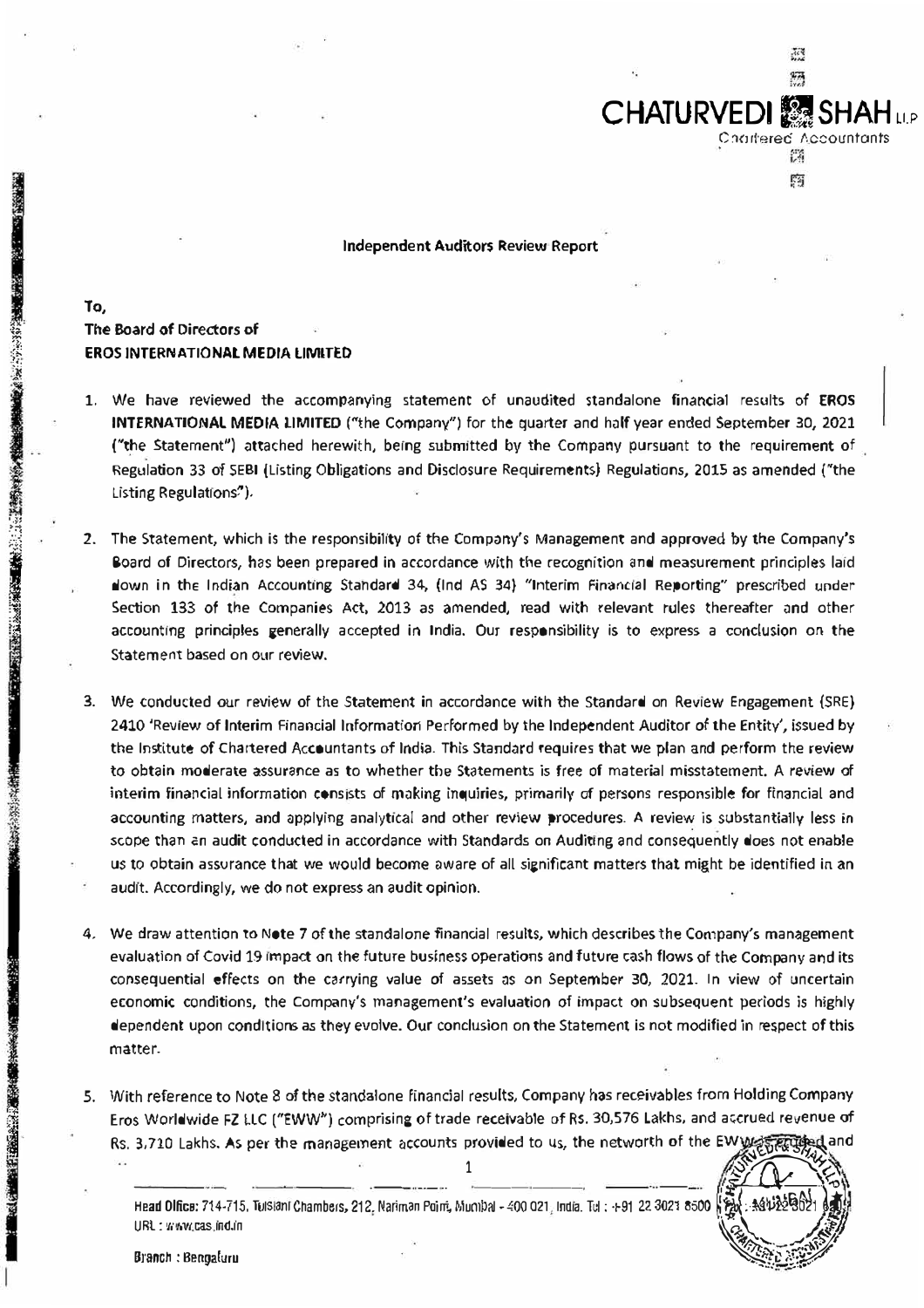**CHATURVEDI & SHAH LLP**
Chartered Accountants

## Independent Auditors Review Report

**To,**
**The Board of Directors of**
**EROS INTERNATIONAL MEDIA LIMITED**

1. We have reviewed the accompanying statement of unaudited standalone financial results of **EROS INTERNATIONAL MEDIA LIMITED** ("the Company") for the quarter and half year ended September 30, 2021 ("the Statement") attached herewith, being submitted by the Company pursuant to the requirement of Regulation 33 of SEBI (Listing Obligations and Disclosure Requirements) Regulations, 2015 as amended ("the Listing Regulations").

2. The Statement, which is the responsibility of the Company's Management and approved by the Company's Board of Directors, has been prepared in accordance with the recognition and measurement principles laid down in the Indian Accounting Standard 34, (Ind AS 34) "Interim Financial Reporting" prescribed under Section 133 of the Companies Act, 2013 as amended, read with relevant rules thereafter and other accounting principles generally accepted in India. Our responsibility is to express a conclusion on the Statement based on our review.

3. We conducted our review of the Statement in accordance with the Standard on Review Engagement (SRE) 2410 'Review of Interim Financial Information Performed by the Independent Auditor of the Entity', issued by the Institute of Chartered Accountants of India. This Standard requires that we plan and perform the review to obtain moderate assurance as to whether the Statements is free of material misstatement. A review of interim financial information consists of making inquiries, primarily of persons responsible for financial and accounting matters, and applying analytical and other review procedures. A review is substantially less in scope than an audit conducted in accordance with Standards on Auditing and consequently does not enable us to obtain assurance that we would become aware of all significant matters that might be identified in an audit. Accordingly, we do not express an audit opinion.

4. We draw attention to Note 7 of the standalone financial results, which describes the Company's management evaluation of Covid 19 impact on the future business operations and future cash flows of the Company and its consequential effects on the carrying value of assets as on September 30, 2021. In view of uncertain economic conditions, the Company's management's evaluation of impact on subsequent periods is highly dependent upon conditions as they evolve. Our conclusion on the Statement is not modified in respect of this matter.

5. With reference to Note 8 of the standalone financial results, Company has receivables from Holding Company Eros Worldwide FZ LLC ("EWW") comprising of trade receivable of Rs. 30,576 Lakhs, and accrued revenue of Rs. 3,710 Lakhs. As per the management accounts provided to us, the networth of the EWW is eroded and

Head Office: 714-715, Tulsiani Chambers, 212, Nariman Point, Mumbai - 400 021, India. Tel : +91 22 3021 8500 Fax : +91 22 3021 8595
URL : www.cas.ind.in

Branch : Bengaluru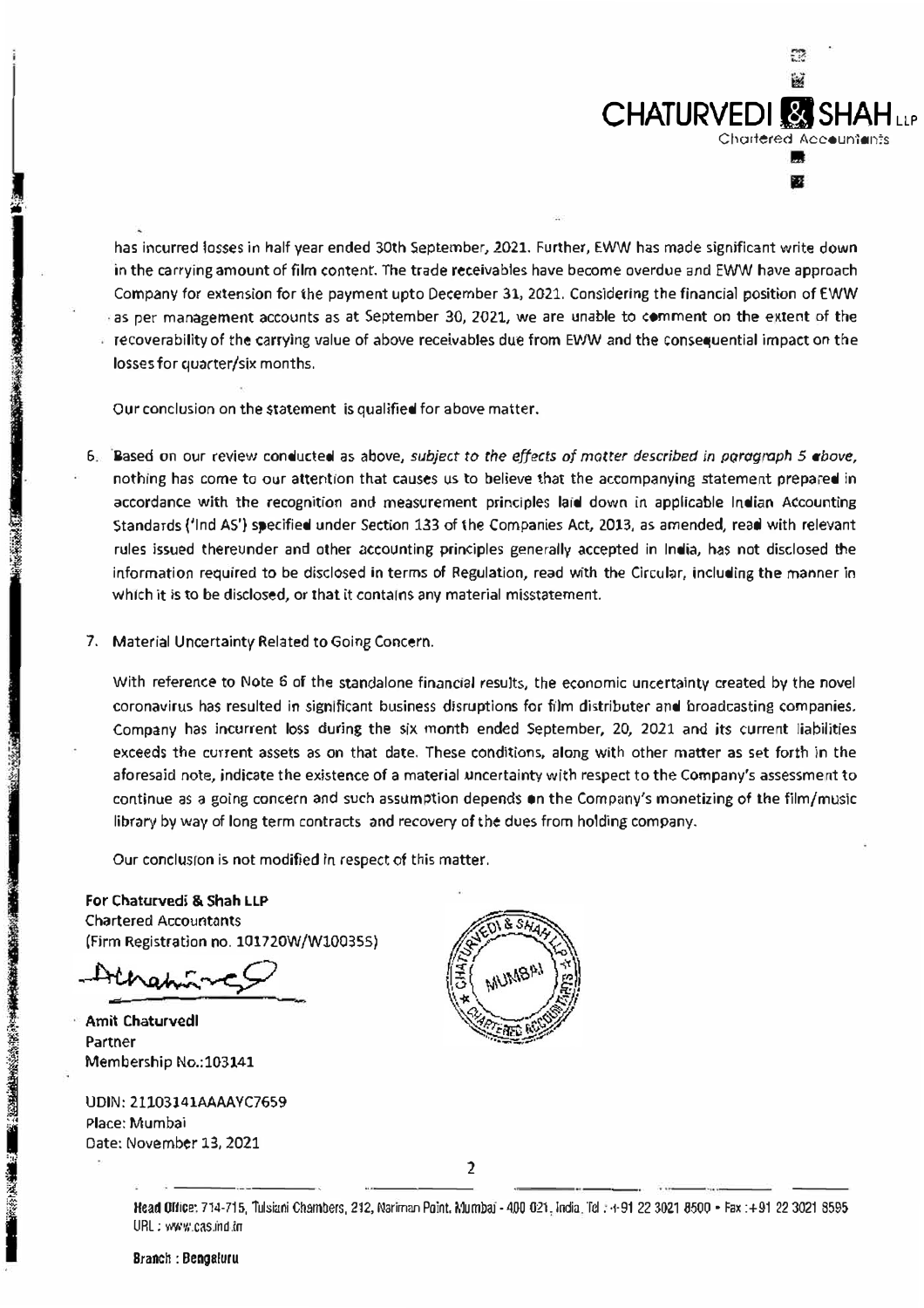has incurred losses in half year ended 30th September, 2021. Further, EWW has made significant write down in the carrying amount of film content. The trade receivables have become overdue and EWW have approach Company for extension for the payment upto December 31, 2021. Considering the financial position of EWW as per management accounts as at September 30, 2021, we are unable to comment on the extent of the recoverability of the carrying value of above receivables due from EWW and the consequential impact on the losses for quarter/six months.

Our conclusion on the statement is qualified for above matter.

6. Based on our review conducted as above, *subject to the effects of matter described in paragraph 5 above*, nothing has come to our attention that causes us to believe that the accompanying statement prepared in accordance with the recognition and measurement principles laid down in applicable Indian Accounting Standards ('Ind AS') specified under Section 133 of the Companies Act, 2013, as amended, read with relevant rules issued thereunder and other accounting principles generally accepted in India, has not disclosed the information required to be disclosed in terms of Regulation, read with the Circular, including the manner in which it is to be disclosed, or that it contains any material misstatement.

7. Material Uncertainty Related to Going Concern.

   With reference to Note 6 of the standalone financial results, the economic uncertainty created by the novel coronavirus has resulted in significant business disruptions for film distributer and broadcasting companies. Company has incurrent loss during the six month ended September, 20, 2021 and its current liabilities exceeds the current assets as on that date. These conditions, along with other matter as set forth in the aforesaid note, indicate the existence of a material uncertainty with respect to the Company's assessment to continue as a going concern and such assumption depends on the Company's monetizing of the film/music library by way of long term contracts and recovery of the dues from holding company.

   Our conclusion is not modified in respect of this matter.

**For Chaturvedi & Shah LLP**
Chartered Accountants
(Firm Registration no. 101720W/W100355)

Amit Chaturvedi
Partner
Membership No.:103141

UDIN: 21103141AAAAYC7659
Place: Mumbai
Date: November 13, 2021